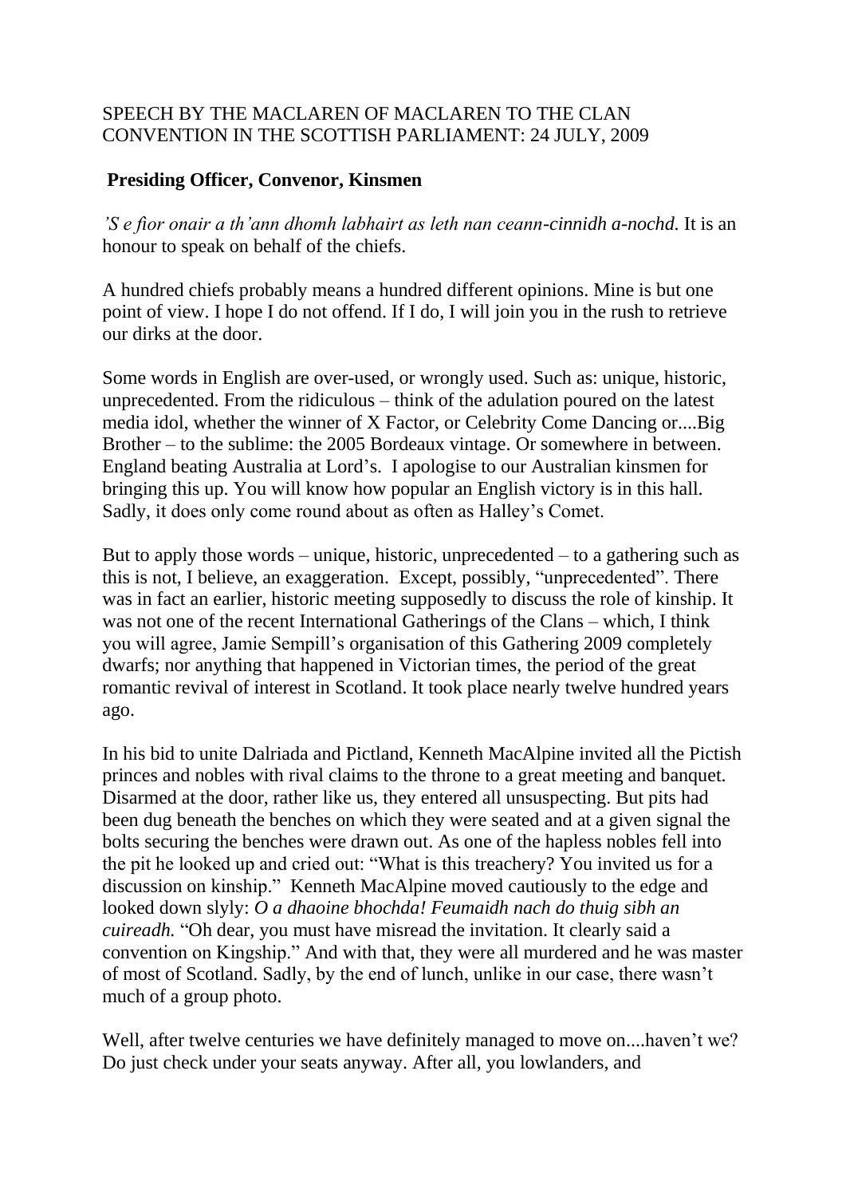SPEECH BY THE MACLAREN OF MACLAREN TO THE CLAN CONVENTION IN THE SCOTTISH PARLIAMENT: 24 JULY, 2009

**Presiding Officer, Convenor, Kinsmen**

*'S e fior onair a th'ann dhomh labhairt as leth nan ceann-cinnidh a-nochd.* It is an honour to speak on behalf of the chiefs.

A hundred chiefs probably means a hundred different opinions. Mine is but one point of view. I hope I do not offend. If I do, I will join you in the rush to retrieve our dirks at the door.

Some words in English are over-used, or wrongly used. Such as: unique, historic, unprecedented. From the ridiculous – think of the adulation poured on the latest media idol, whether the winner of X Factor, or Celebrity Come Dancing or....Big Brother – to the sublime: the 2005 Bordeaux vintage. Or somewhere in between. England beating Australia at Lord's. I apologise to our Australian kinsmen for bringing this up. You will know how popular an English victory is in this hall. Sadly, it does only come round about as often as Halley's Comet.

But to apply those words – unique, historic, unprecedented – to a gathering such as this is not, I believe, an exaggeration. Except, possibly, "unprecedented". There was in fact an earlier, historic meeting supposedly to discuss the role of kinship. It was not one of the recent International Gatherings of the Clans – which, I think you will agree, Jamie Sempill's organisation of this Gathering 2009 completely dwarfs; nor anything that happened in Victorian times, the period of the great romantic revival of interest in Scotland. It took place nearly twelve hundred years ago.

In his bid to unite Dalriada and Pictland, Kenneth MacAlpine invited all the Pictish princes and nobles with rival claims to the throne to a great meeting and banquet. Disarmed at the door, rather like us, they entered all unsuspecting. But pits had been dug beneath the benches on which they were seated and at a given signal the bolts securing the benches were drawn out. As one of the hapless nobles fell into the pit he looked up and cried out: "What is this treachery? You invited us for a discussion on kinship." Kenneth MacAlpine moved cautiously to the edge and looked down slyly: *O a dhaoine bhochda! Feumaidh nach do thuig sibh an cuireadh.* "Oh dear, you must have misread the invitation. It clearly said a convention on Kingship." And with that, they were all murdered and he was master of most of Scotland. Sadly, by the end of lunch, unlike in our case, there wasn't much of a group photo.

Well, after twelve centuries we have definitely managed to move on....haven't we? Do just check under your seats anyway. After all, you lowlanders, and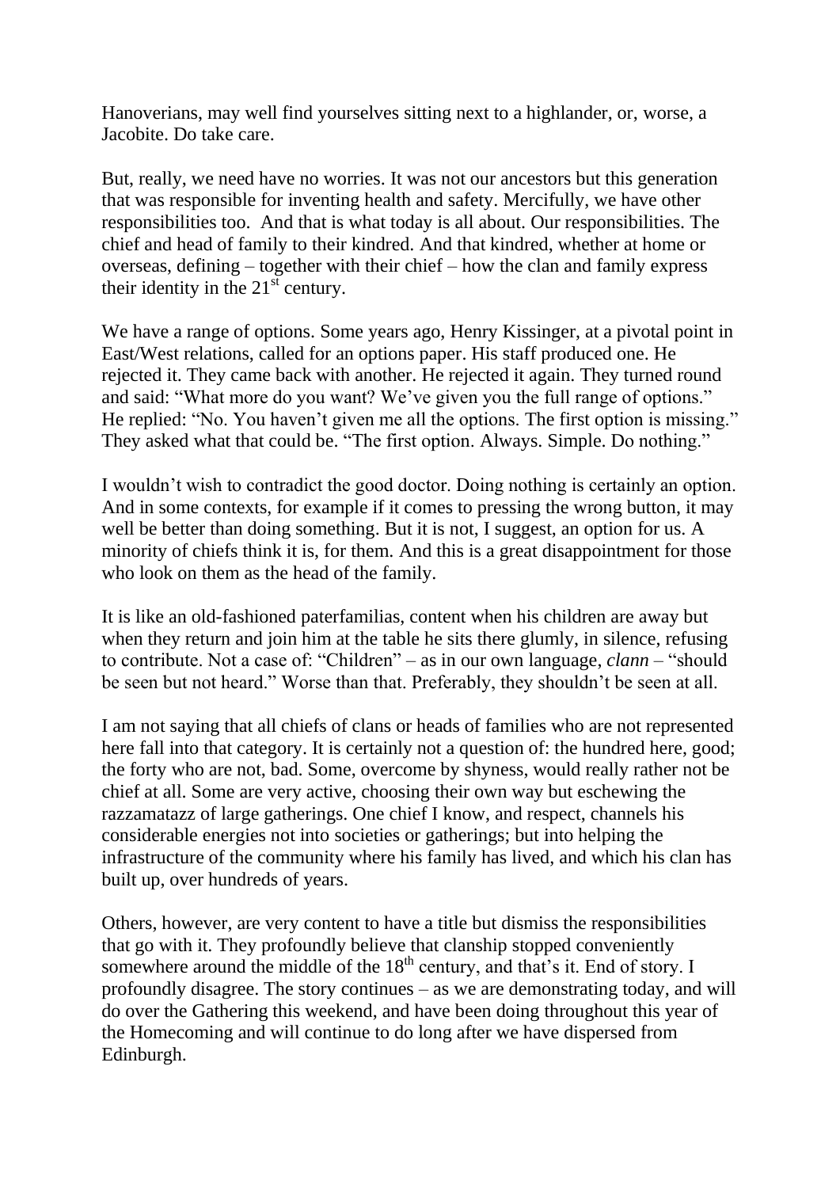Hanoverians, may well find yourselves sitting next to a highlander, or, worse, a Jacobite. Do take care.

But, really, we need have no worries. It was not our ancestors but this generation that was responsible for inventing health and safety. Mercifully, we have other responsibilities too. And that is what today is all about. Our responsibilities. The chief and head of family to their kindred. And that kindred, whether at home or overseas, defining – together with their chief – how the clan and family express their identity in the 21st century.

We have a range of options. Some years ago, Henry Kissinger, at a pivotal point in East/West relations, called for an options paper. His staff produced one. He rejected it. They came back with another. He rejected it again. They turned round and said: "What more do you want? We've given you the full range of options." He replied: "No. You haven't given me all the options. The first option is missing." They asked what that could be. "The first option. Always. Simple. Do nothing."

I wouldn't wish to contradict the good doctor. Doing nothing is certainly an option. And in some contexts, for example if it comes to pressing the wrong button, it may well be better than doing something. But it is not, I suggest, an option for us. A minority of chiefs think it is, for them. And this is a great disappointment for those who look on them as the head of the family.

It is like an old-fashioned paterfamilias, content when his children are away but when they return and join him at the table he sits there glumly, in silence, refusing to contribute. Not a case of: "Children" – as in our own language, *clann* – "should be seen but not heard." Worse than that. Preferably, they shouldn't be seen at all.

I am not saying that all chiefs of clans or heads of families who are not represented here fall into that category. It is certainly not a question of: the hundred here, good; the forty who are not, bad. Some, overcome by shyness, would really rather not be chief at all. Some are very active, choosing their own way but eschewing the razzamatazz of large gatherings. One chief I know, and respect, channels his considerable energies not into societies or gatherings; but into helping the infrastructure of the community where his family has lived, and which his clan has built up, over hundreds of years.

Others, however, are very content to have a title but dismiss the responsibilities that go with it. They profoundly believe that clanship stopped conveniently somewhere around the middle of the 18th century, and that's it. End of story. I profoundly disagree. The story continues – as we are demonstrating today, and will do over the Gathering this weekend, and have been doing throughout this year of the Homecoming and will continue to do long after we have dispersed from Edinburgh.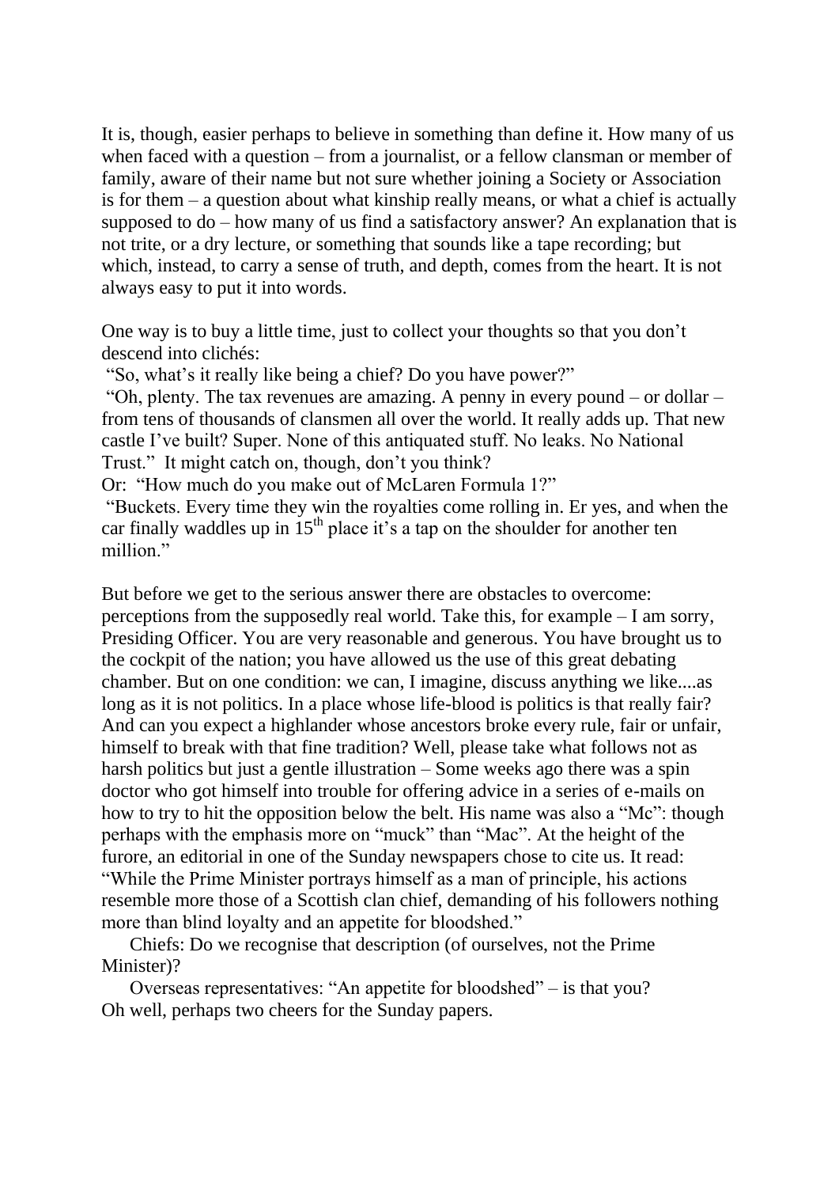It is, though, easier perhaps to believe in something than define it. How many of us when faced with a question – from a journalist, or a fellow clansman or member of family, aware of their name but not sure whether joining a Society or Association is for them – a question about what kinship really means, or what a chief is actually supposed to do – how many of us find a satisfactory answer? An explanation that is not trite, or a dry lecture, or something that sounds like a tape recording; but which, instead, to carry a sense of truth, and depth, comes from the heart. It is not always easy to put it into words.

One way is to buy a little time, just to collect your thoughts so that you don't descend into clichés:

"So, what's it really like being a chief? Do you have power?"

"Oh, plenty. The tax revenues are amazing. A penny in every pound – or dollar – from tens of thousands of clansmen all over the world. It really adds up. That new castle I've built? Super. None of this antiquated stuff. No leaks. No National Trust." It might catch on, though, don't you think?

Or: "How much do you make out of McLaren Formula 1?"

"Buckets. Every time they win the royalties come rolling in. Er yes, and when the car finally waddles up in 15th place it's a tap on the shoulder for another ten million."

But before we get to the serious answer there are obstacles to overcome: perceptions from the supposedly real world. Take this, for example – I am sorry, Presiding Officer. You are very reasonable and generous. You have brought us to the cockpit of the nation; you have allowed us the use of this great debating chamber. But on one condition: we can, I imagine, discuss anything we like....as long as it is not politics. In a place whose life-blood is politics is that really fair? And can you expect a highlander whose ancestors broke every rule, fair or unfair, himself to break with that fine tradition? Well, please take what follows not as harsh politics but just a gentle illustration – Some weeks ago there was a spin doctor who got himself into trouble for offering advice in a series of e-mails on how to try to hit the opposition below the belt. His name was also a "Mc": though perhaps with the emphasis more on "muck" than "Mac". At the height of the furore, an editorial in one of the Sunday newspapers chose to cite us. It read: "While the Prime Minister portrays himself as a man of principle, his actions resemble more those of a Scottish clan chief, demanding of his followers nothing more than blind loyalty and an appetite for bloodshed."

Chiefs: Do we recognise that description (of ourselves, not the Prime Minister)?

Overseas representatives: "An appetite for bloodshed" – is that you?

Oh well, perhaps two cheers for the Sunday papers.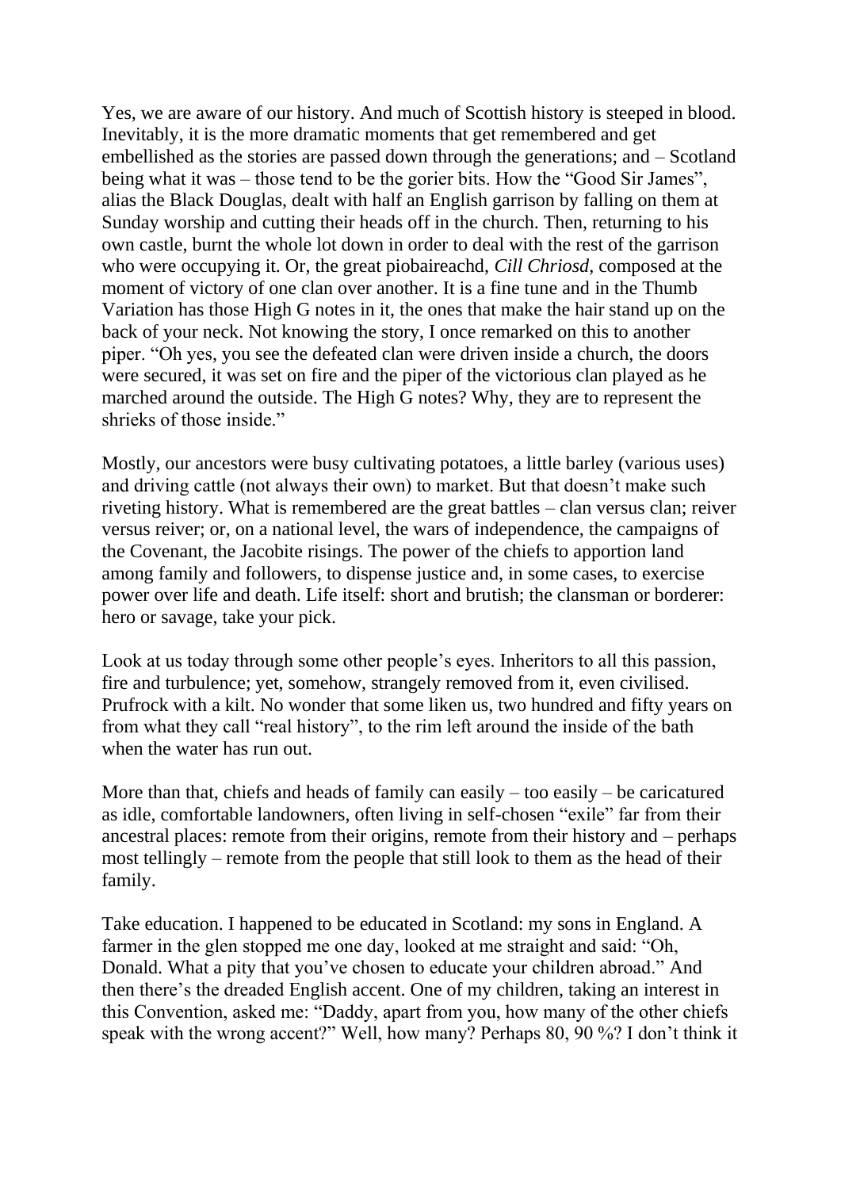Yes, we are aware of our history. And much of Scottish history is steeped in blood. Inevitably, it is the more dramatic moments that get remembered and get embellished as the stories are passed down through the generations; and – Scotland being what it was – those tend to be the gorier bits. How the "Good Sir James", alias the Black Douglas, dealt with half an English garrison by falling on them at Sunday worship and cutting their heads off in the church. Then, returning to his own castle, burnt the whole lot down in order to deal with the rest of the garrison who were occupying it. Or, the great piobaireachd, *Cill Chriosd*, composed at the moment of victory of one clan over another. It is a fine tune and in the Thumb Variation has those High G notes in it, the ones that make the hair stand up on the back of your neck. Not knowing the story, I once remarked on this to another piper. "Oh yes, you see the defeated clan were driven inside a church, the doors were secured, it was set on fire and the piper of the victorious clan played as he marched around the outside. The High G notes? Why, they are to represent the shrieks of those inside."

Mostly, our ancestors were busy cultivating potatoes, a little barley (various uses) and driving cattle (not always their own) to market. But that doesn't make such riveting history. What is remembered are the great battles – clan versus clan; reiver versus reiver; or, on a national level, the wars of independence, the campaigns of the Covenant, the Jacobite risings. The power of the chiefs to apportion land among family and followers, to dispense justice and, in some cases, to exercise power over life and death. Life itself: short and brutish; the clansman or borderer: hero or savage, take your pick.

Look at us today through some other people's eyes. Inheritors to all this passion, fire and turbulence; yet, somehow, strangely removed from it, even civilised. Prufrock with a kilt. No wonder that some liken us, two hundred and fifty years on from what they call "real history", to the rim left around the inside of the bath when the water has run out.

More than that, chiefs and heads of family can easily – too easily – be caricatured as idle, comfortable landowners, often living in self-chosen "exile" far from their ancestral places: remote from their origins, remote from their history and – perhaps most tellingly – remote from the people that still look to them as the head of their family.

Take education. I happened to be educated in Scotland: my sons in England. A farmer in the glen stopped me one day, looked at me straight and said: "Oh, Donald. What a pity that you've chosen to educate your children abroad." And then there's the dreaded English accent. One of my children, taking an interest in this Convention, asked me: "Daddy, apart from you, how many of the other chiefs speak with the wrong accent?" Well, how many? Perhaps 80, 90 %? I don't think it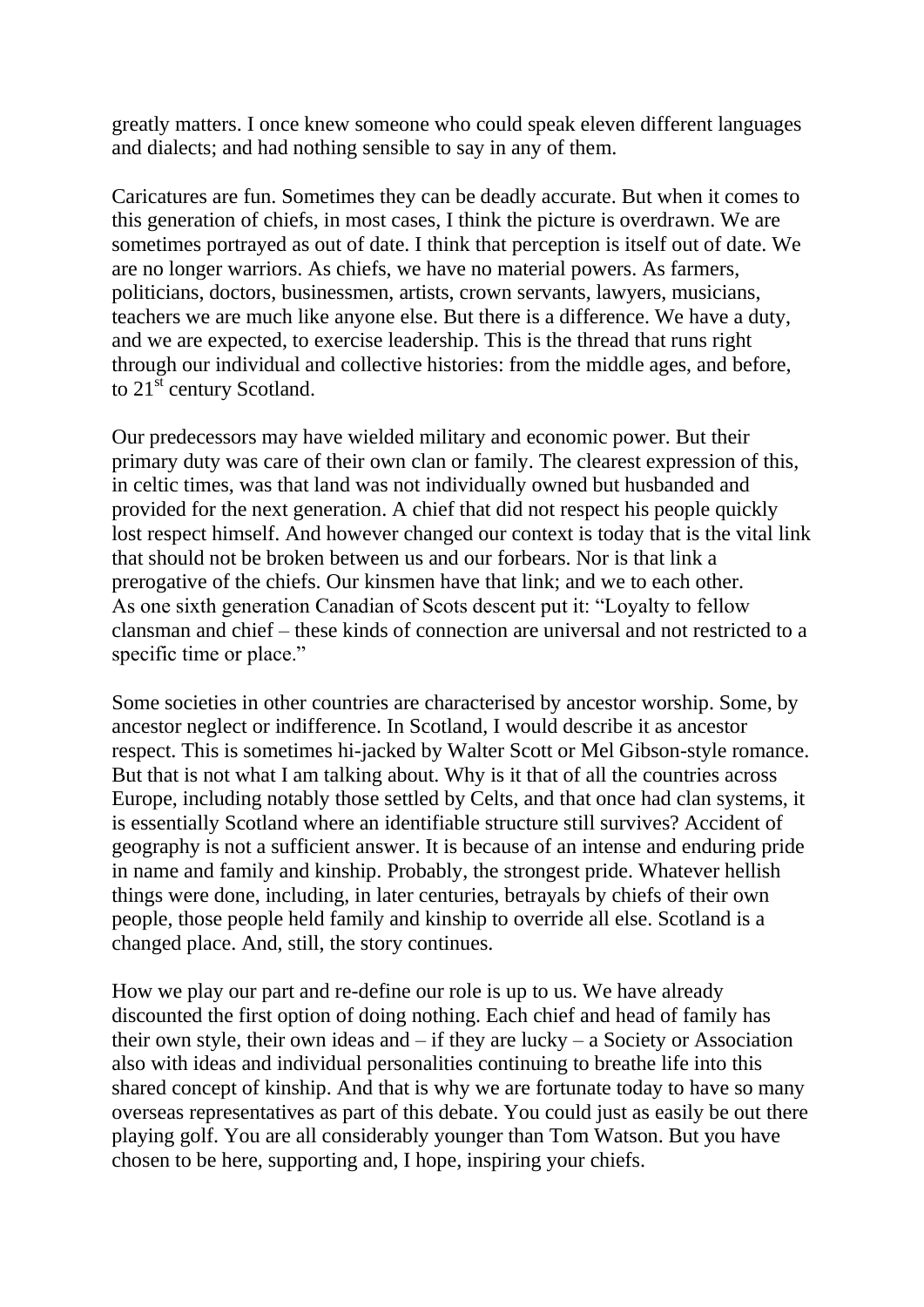greatly matters. I once knew someone who could speak eleven different languages and dialects; and had nothing sensible to say in any of them.

Caricatures are fun. Sometimes they can be deadly accurate. But when it comes to this generation of chiefs, in most cases, I think the picture is overdrawn. We are sometimes portrayed as out of date. I think that perception is itself out of date. We are no longer warriors. As chiefs, we have no material powers. As farmers, politicians, doctors, businessmen, artists, crown servants, lawyers, musicians, teachers we are much like anyone else. But there is a difference. We have a duty, and we are expected, to exercise leadership. This is the thread that runs right through our individual and collective histories: from the middle ages, and before, to 21st century Scotland.

Our predecessors may have wielded military and economic power. But their primary duty was care of their own clan or family. The clearest expression of this, in celtic times, was that land was not individually owned but husbanded and provided for the next generation. A chief that did not respect his people quickly lost respect himself. And however changed our context is today that is the vital link that should not be broken between us and our forbears. Nor is that link a prerogative of the chiefs. Our kinsmen have that link; and we to each other. As one sixth generation Canadian of Scots descent put it: "Loyalty to fellow clansman and chief – these kinds of connection are universal and not restricted to a specific time or place."

Some societies in other countries are characterised by ancestor worship. Some, by ancestor neglect or indifference. In Scotland, I would describe it as ancestor respect. This is sometimes hi-jacked by Walter Scott or Mel Gibson-style romance. But that is not what I am talking about. Why is it that of all the countries across Europe, including notably those settled by Celts, and that once had clan systems, it is essentially Scotland where an identifiable structure still survives? Accident of geography is not a sufficient answer. It is because of an intense and enduring pride in name and family and kinship. Probably, the strongest pride. Whatever hellish things were done, including, in later centuries, betrayals by chiefs of their own people, those people held family and kinship to override all else. Scotland is a changed place. And, still, the story continues.

How we play our part and re-define our role is up to us. We have already discounted the first option of doing nothing. Each chief and head of family has their own style, their own ideas and – if they are lucky – a Society or Association also with ideas and individual personalities continuing to breathe life into this shared concept of kinship. And that is why we are fortunate today to have so many overseas representatives as part of this debate. You could just as easily be out there playing golf. You are all considerably younger than Tom Watson. But you have chosen to be here, supporting and, I hope, inspiring your chiefs.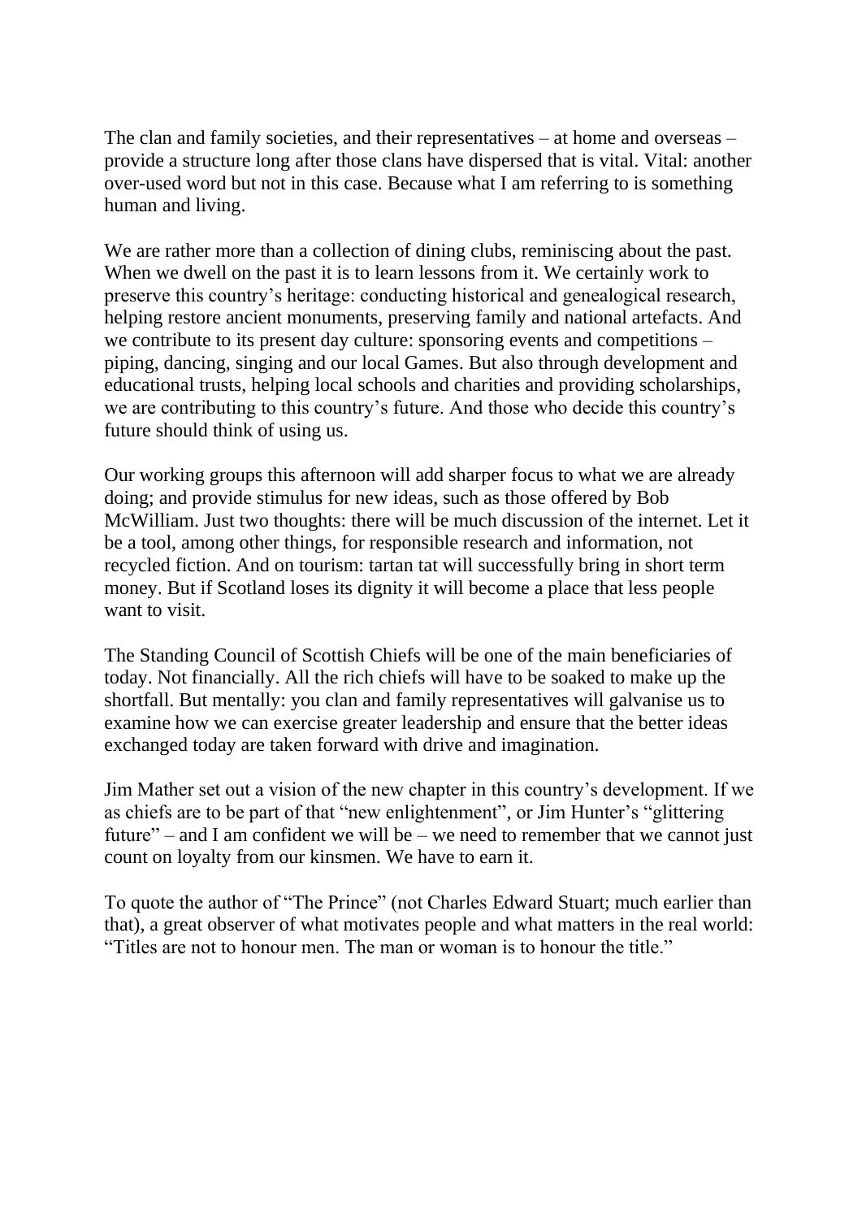The clan and family societies, and their representatives – at home and overseas – provide a structure long after those clans have dispersed that is vital. Vital: another over-used word but not in this case. Because what I am referring to is something human and living.

We are rather more than a collection of dining clubs, reminiscing about the past. When we dwell on the past it is to learn lessons from it. We certainly work to preserve this country's heritage: conducting historical and genealogical research, helping restore ancient monuments, preserving family and national artefacts. And we contribute to its present day culture: sponsoring events and competitions – piping, dancing, singing and our local Games. But also through development and educational trusts, helping local schools and charities and providing scholarships, we are contributing to this country's future. And those who decide this country's future should think of using us.

Our working groups this afternoon will add sharper focus to what we are already doing; and provide stimulus for new ideas, such as those offered by Bob McWilliam. Just two thoughts: there will be much discussion of the internet. Let it be a tool, among other things, for responsible research and information, not recycled fiction. And on tourism: tartan tat will successfully bring in short term money. But if Scotland loses its dignity it will become a place that less people want to visit.

The Standing Council of Scottish Chiefs will be one of the main beneficiaries of today. Not financially. All the rich chiefs will have to be soaked to make up the shortfall. But mentally: you clan and family representatives will galvanise us to examine how we can exercise greater leadership and ensure that the better ideas exchanged today are taken forward with drive and imagination.

Jim Mather set out a vision of the new chapter in this country's development. If we as chiefs are to be part of that "new enlightenment", or Jim Hunter's "glittering future" – and I am confident we will be – we need to remember that we cannot just count on loyalty from our kinsmen. We have to earn it.

To quote the author of "The Prince" (not Charles Edward Stuart; much earlier than that), a great observer of what motivates people and what matters in the real world: "Titles are not to honour men. The man or woman is to honour the title."